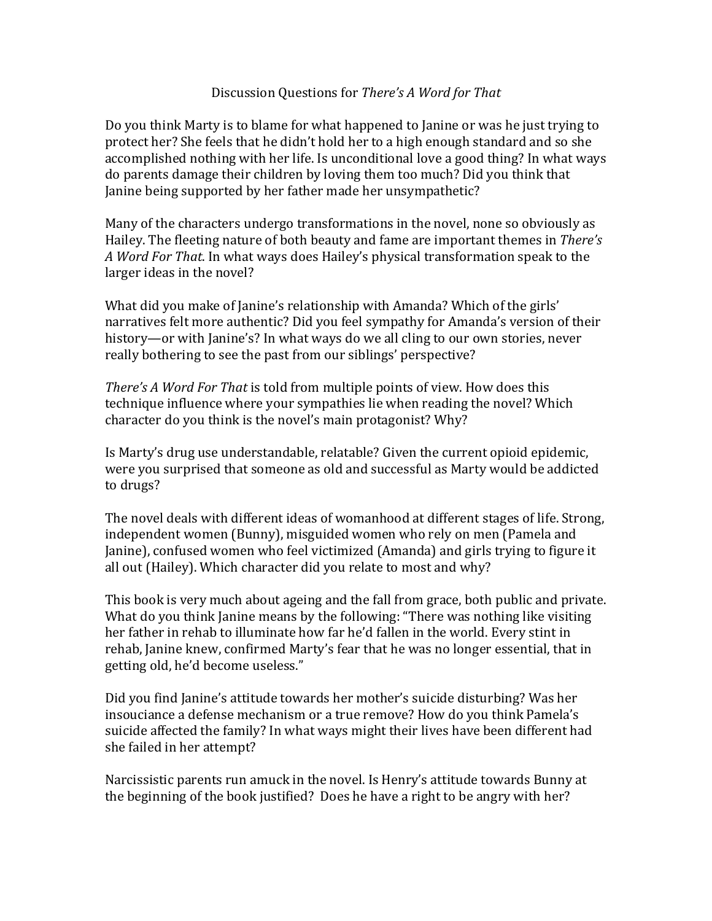# Discussion Questions for *There's A Word for That*

Do you think Marty is to blame for what happened to Janine or was he just trying to protect her? She feels that he didn't hold her to a high enough standard and so she accomplished nothing with her life. Is unconditional love a good thing? In what ways do parents damage their children by loving them too much? Did you think that Janine being supported by her father made her unsympathetic?

Many of the characters undergo transformations in the novel, none so obviously as Hailey. The fleeting nature of both beauty and fame are important themes in *There's A Word For That*. In what ways does Hailey's physical transformation speak to the larger ideas in the novel?

What did you make of Janine's relationship with Amanda? Which of the girls' narratives felt more authentic? Did you feel sympathy for Amanda's version of their history—or with Janine's? In what ways do we all cling to our own stories, never really bothering to see the past from our siblings' perspective?

*There's A Word For That* is told from multiple points of view. How does this technique influence where your sympathies lie when reading the novel? Which character do you think is the novel's main protagonist? Why?

Is Marty's drug use understandable, relatable? Given the current opioid epidemic, were you surprised that someone as old and successful as Marty would be addicted to drugs?

The novel deals with different ideas of womanhood at different stages of life. Strong, independent women (Bunny), misguided women who rely on men (Pamela and Janine), confused women who feel victimized (Amanda) and girls trying to figure it all out (Hailey). Which character did you relate to most and why?

This book is very much about ageing and the fall from grace, both public and private. What do you think Janine means by the following: "There was nothing like visiting her father in rehab to illuminate how far he'd fallen in the world. Every stint in rehab, Janine knew, confirmed Marty's fear that he was no longer essential, that in getting old, he'd become useless."

Did you find Janine's attitude towards her mother's suicide disturbing? Was her insouciance a defense mechanism or a true remove? How do you think Pamela's suicide affected the family? In what ways might their lives have been different had she failed in her attempt?

Narcissistic parents run amuck in the novel. Is Henry's attitude towards Bunny at the beginning of the book justified? Does he have a right to be angry with her?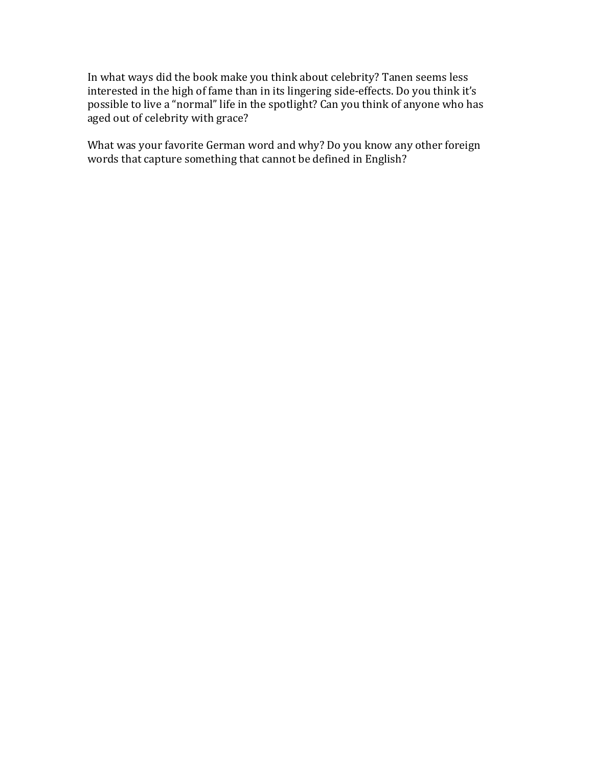In what ways did the book make you think about celebrity? Tanen seems less interested in the high of fame than in its lingering side-effects. Do you think it's possible to live a "normal" life in the spotlight? Can you think of anyone who has aged out of celebrity with grace?

What was your favorite German word and why? Do you know any other foreign words that capture something that cannot be defined in English?